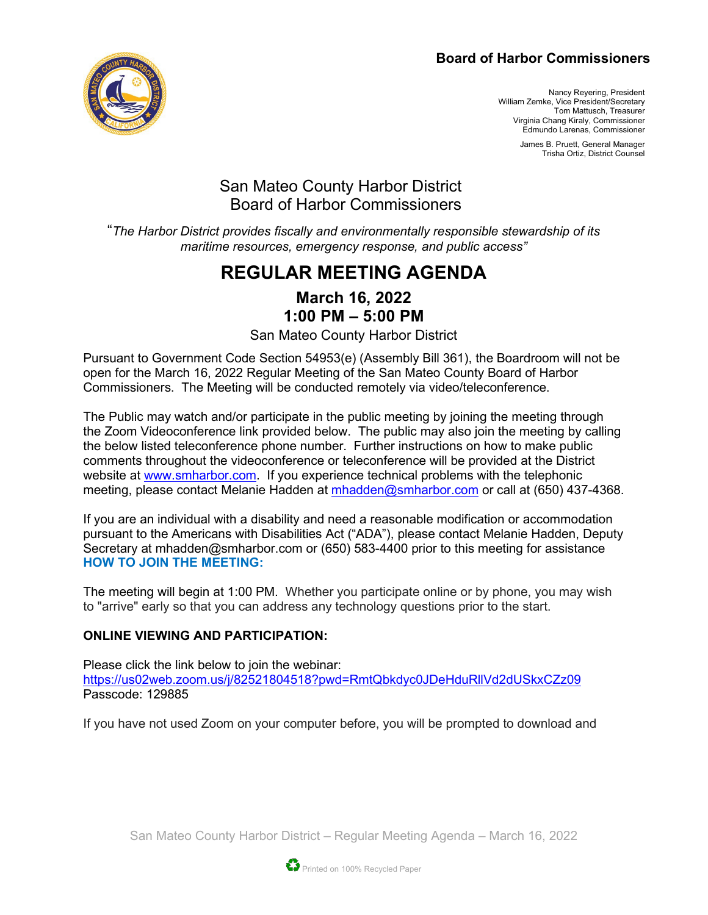**Board of Harbor Commissioners**

Nancy Reyering, President
William Zemke, Vice President/Secretary
Tom Mattusch, Treasurer
Virginia Chang Kiraly, Commissioner
Edmundo Larenas, Commissioner

James B. Pruett, General Manager
Trisha Ortiz, District Counsel

## San Mateo County Harbor District
## Board of Harbor Commissioners

*"The Harbor District provides fiscally and environmentally responsible stewardship of its maritime resources, emergency response, and public access"*

# REGULAR MEETING AGENDA

### March 16, 2022
### 1:00 PM – 5:00 PM

San Mateo County Harbor District

Pursuant to Government Code Section 54953(e) (Assembly Bill 361), the Boardroom will not be open for the March 16, 2022 Regular Meeting of the San Mateo County Board of Harbor Commissioners. The Meeting will be conducted remotely via video/teleconference.

The Public may watch and/or participate in the public meeting by joining the meeting through the Zoom Videoconference link provided below. The public may also join the meeting by calling the below listed teleconference phone number. Further instructions on how to make public comments throughout the videoconference or teleconference will be provided at the District website at www.smharbor.com. If you experience technical problems with the telephonic meeting, please contact Melanie Hadden at mhadden@smharbor.com or call at (650) 437-4368.

If you are an individual with a disability and need a reasonable modification or accommodation pursuant to the Americans with Disabilities Act ("ADA"), please contact Melanie Hadden, Deputy Secretary at mhadden@smharbor.com or (650) 583-4400 prior to this meeting for assistance

**HOW TO JOIN THE MEETING:**

The meeting will begin at 1:00 PM. Whether you participate online or by phone, you may wish to "arrive" early so that you can address any technology questions prior to the start.

**ONLINE VIEWING AND PARTICIPATION:**

Please click the link below to join the webinar:
https://us02web.zoom.us/j/82521804518?pwd=RmtQbkdyc0JDeHduRllVd2dUSkxCZz09
Passcode: 129885

If you have not used Zoom on your computer before, you will be prompted to download and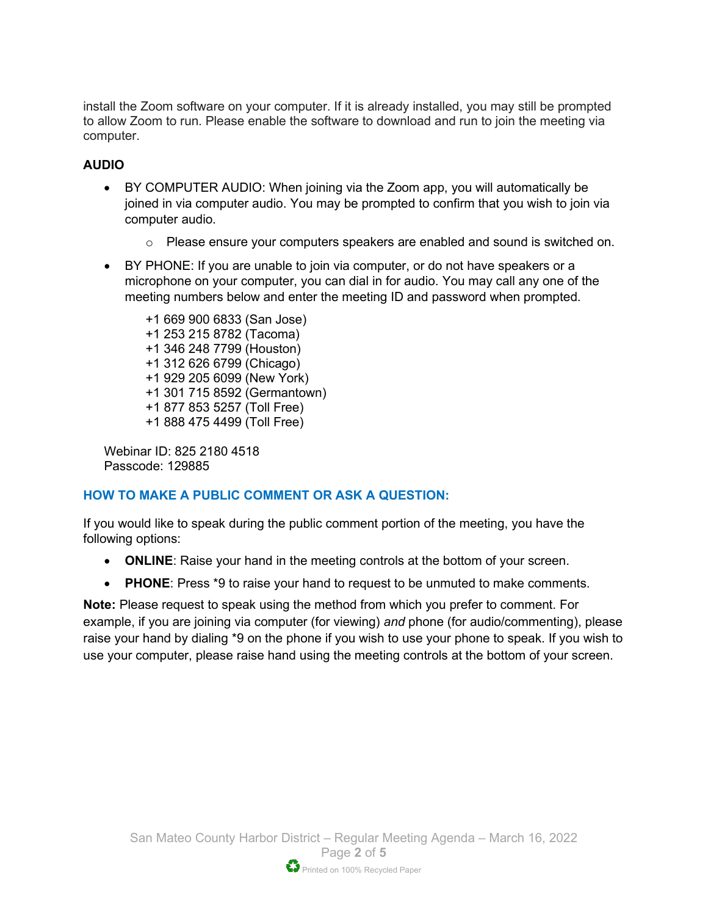install the Zoom software on your computer. If it is already installed, you may still be prompted to allow Zoom to run. Please enable the software to download and run to join the meeting via computer.

**AUDIO**

- BY COMPUTER AUDIO: When joining via the Zoom app, you will automatically be joined in via computer audio. You may be prompted to confirm that you wish to join via computer audio.
    - Please ensure your computers speakers are enabled and sound is switched on.
- BY PHONE: If you are unable to join via computer, or do not have speakers or a microphone on your computer, you can dial in for audio. You may call any one of the meeting numbers below and enter the meeting ID and password when prompted.

  +1 669 900 6833 (San Jose)
  +1 253 215 8782 (Tacoma)
  +1 346 248 7799 (Houston)
  +1 312 626 6799 (Chicago)
  +1 929 205 6099 (New York)
  +1 301 715 8592 (Germantown)
  +1 877 853 5257 (Toll Free)
  +1 888 475 4499 (Toll Free)

Webinar ID: 825 2180 4518
Passcode: 129885

## HOW TO MAKE A PUBLIC COMMENT OR ASK A QUESTION:

If you would like to speak during the public comment portion of the meeting, you have the following options:

- **ONLINE**: Raise your hand in the meeting controls at the bottom of your screen.
- **PHONE**: Press *9 to raise your hand to request to be unmuted to make comments.

**Note:** Please request to speak using the method from which you prefer to comment. For example, if you are joining via computer (for viewing) *and* phone (for audio/commenting), please raise your hand by dialing *9 on the phone if you wish to use your phone to speak. If you wish to use your computer, please raise hand using the meeting controls at the bottom of your screen.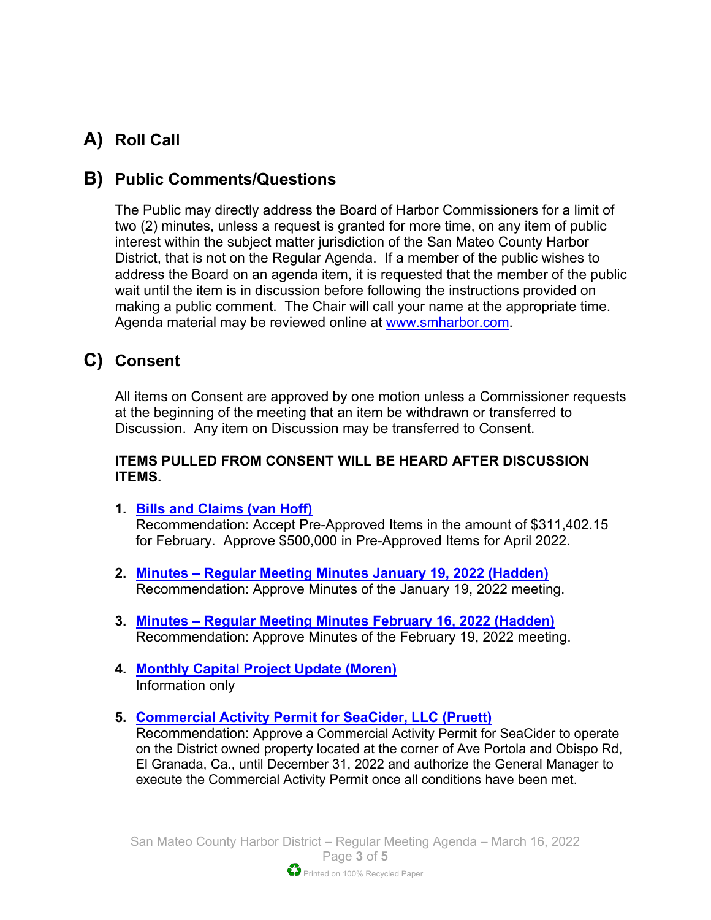## A) Roll Call

## B) Public Comments/Questions

The Public may directly address the Board of Harbor Commissioners for a limit of two (2) minutes, unless a request is granted for more time, on any item of public interest within the subject matter jurisdiction of the San Mateo County Harbor District, that is not on the Regular Agenda. If a member of the public wishes to address the Board on an agenda item, it is requested that the member of the public wait until the item is in discussion before following the instructions provided on making a public comment. The Chair will call your name at the appropriate time. Agenda material may be reviewed online at www.smharbor.com.

## C) Consent

All items on Consent are approved by one motion unless a Commissioner requests at the beginning of the meeting that an item be withdrawn or transferred to Discussion. Any item on Discussion may be transferred to Consent.

**ITEMS PULLED FROM CONSENT WILL BE HEARD AFTER DISCUSSION ITEMS.**

1. **Bills and Claims (van Hoff)**
   Recommendation: Accept Pre-Approved Items in the amount of $311,402.15 for February. Approve $500,000 in Pre-Approved Items for April 2022.

2. **Minutes – Regular Meeting Minutes January 19, 2022 (Hadden)**
   Recommendation: Approve Minutes of the January 19, 2022 meeting.

3. **Minutes – Regular Meeting Minutes February 16, 2022 (Hadden)**
   Recommendation: Approve Minutes of the February 19, 2022 meeting.

4. **Monthly Capital Project Update (Moren)**
   Information only

5. **Commercial Activity Permit for SeaCider, LLC (Pruett)**
   Recommendation: Approve a Commercial Activity Permit for SeaCider to operate on the District owned property located at the corner of Ave Portola and Obispo Rd, El Granada, Ca., until December 31, 2022 and authorize the General Manager to execute the Commercial Activity Permit once all conditions have been met.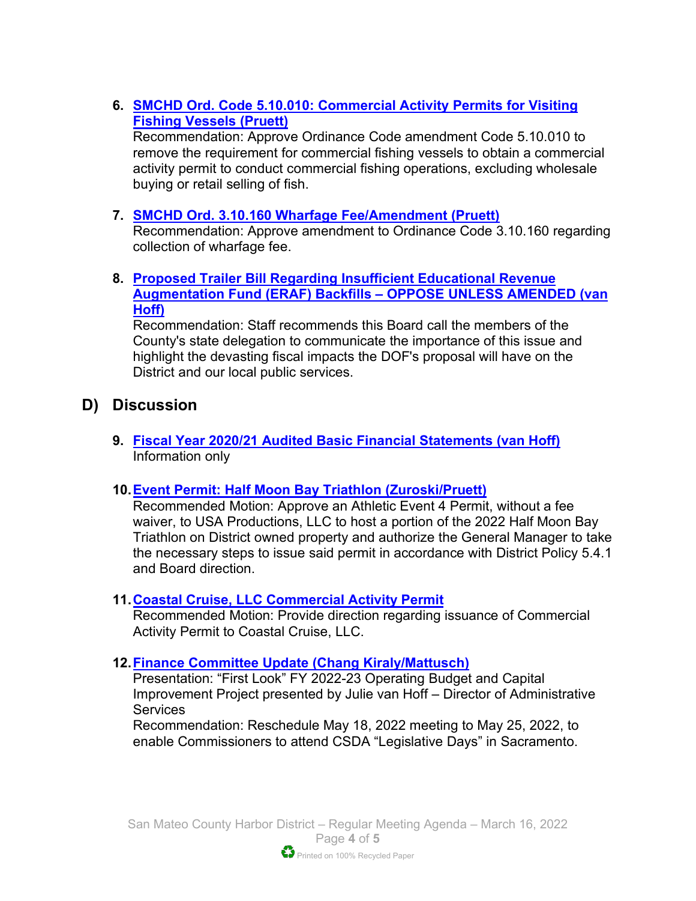6. **SMCHD Ord. Code 5.10.010: Commercial Activity Permits for Visiting Fishing Vessels (Pruett)**
   Recommendation: Approve Ordinance Code amendment Code 5.10.010 to remove the requirement for commercial fishing vessels to obtain a commercial activity permit to conduct commercial fishing operations, excluding wholesale buying or retail selling of fish.

7. **SMCHD Ord. 3.10.160 Wharfage Fee/Amendment (Pruett)**
   Recommendation: Approve amendment to Ordinance Code 3.10.160 regarding collection of wharfage fee.

8. **Proposed Trailer Bill Regarding Insufficient Educational Revenue Augmentation Fund (ERAF) Backfills – OPPOSE UNLESS AMENDED (van Hoff)**
   Recommendation: Staff recommends this Board call the members of the County's state delegation to communicate the importance of this issue and highlight the devasting fiscal impacts the DOF's proposal will have on the District and our local public services.

## D) Discussion

9. **Fiscal Year 2020/21 Audited Basic Financial Statements (van Hoff)**
   Information only

10. **Event Permit: Half Moon Bay Triathlon (Zuroski/Pruett)**
    Recommended Motion: Approve an Athletic Event 4 Permit, without a fee waiver, to USA Productions, LLC to host a portion of the 2022 Half Moon Bay Triathlon on District owned property and authorize the General Manager to take the necessary steps to issue said permit in accordance with District Policy 5.4.1 and Board direction.

11. **Coastal Cruise, LLC Commercial Activity Permit**
    Recommended Motion: Provide direction regarding issuance of Commercial Activity Permit to Coastal Cruise, LLC.

12. **Finance Committee Update (Chang Kiraly/Mattusch)**
    Presentation: "First Look" FY 2022-23 Operating Budget and Capital Improvement Project presented by Julie van Hoff – Director of Administrative Services
    Recommendation: Reschedule May 18, 2022 meeting to May 25, 2022, to enable Commissioners to attend CSDA "Legislative Days" in Sacramento.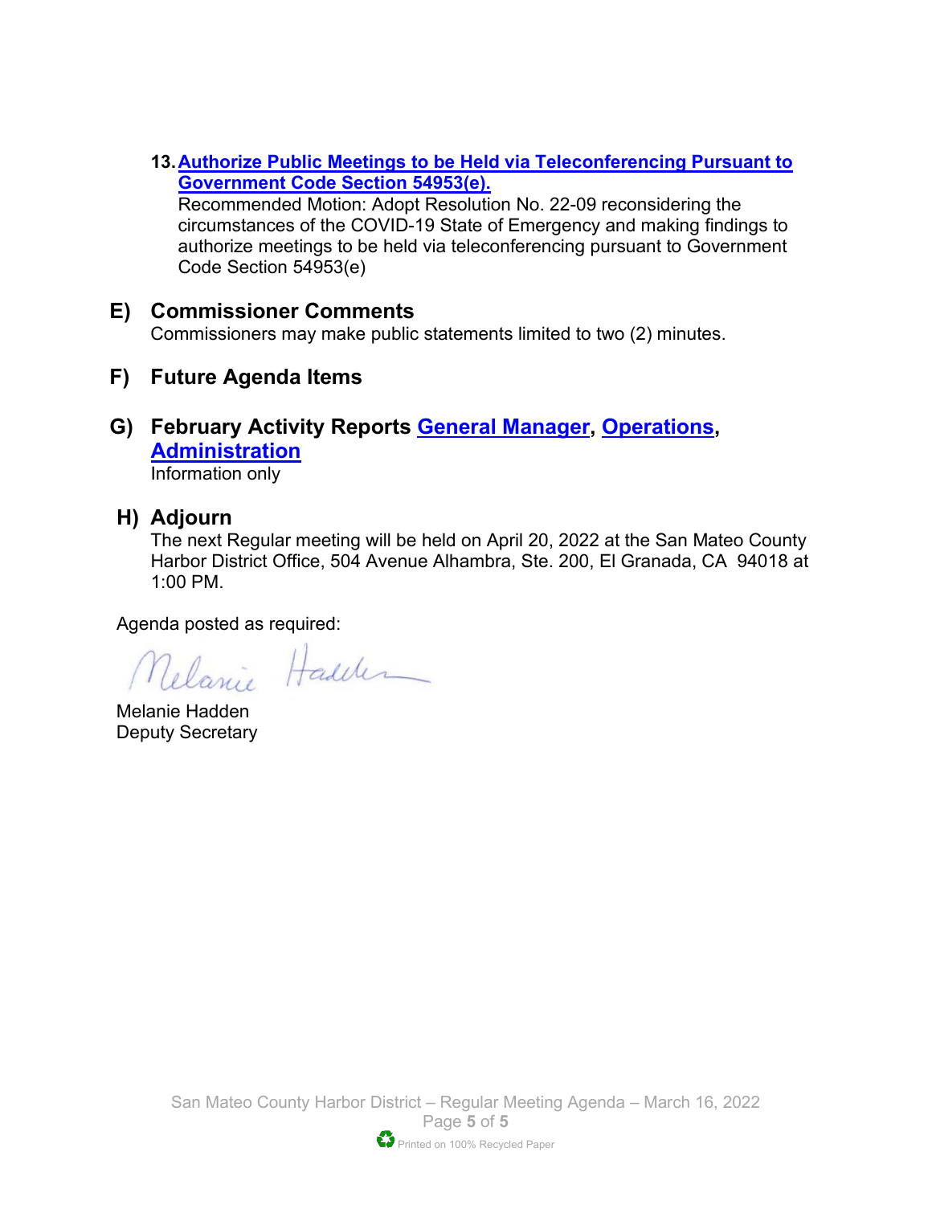13. **Authorize Public Meetings to be Held via Teleconferencing Pursuant to Government Code Section 54953(e).**
    Recommended Motion: Adopt Resolution No. 22-09 reconsidering the circumstances of the COVID-19 State of Emergency and making findings to authorize meetings to be held via teleconferencing pursuant to Government Code Section 54953(e)

## E) Commissioner Comments

Commissioners may make public statements limited to two (2) minutes.

## F) Future Agenda Items

## G) February Activity Reports General Manager, Operations, Administration

Information only

## H) Adjourn

The next Regular meeting will be held on April 20, 2022 at the San Mateo County Harbor District Office, 504 Avenue Alhambra, Ste. 200, El Granada, CA 94018 at 1:00 PM.

Agenda posted as required:

Melanie Hadden
Deputy Secretary